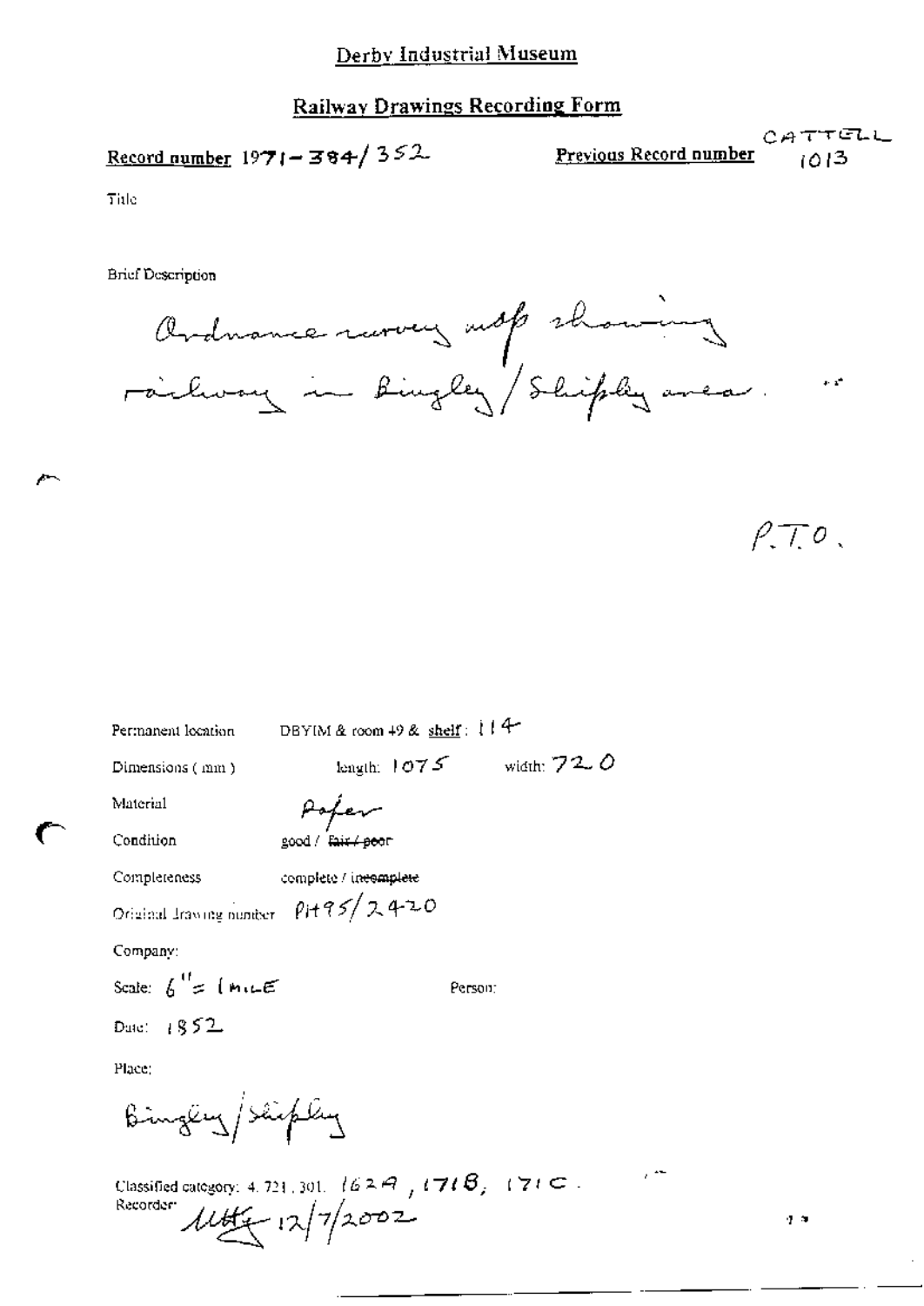Derby Industrial Museum

## Railway Drawings Recording Form

**Record number** 1971-384/352 **Previous Record number** CATTELL 1013

Title

Brief Description

Ordnance survey map showing railway in Bingley/Shipley area.

P.T.O.

Permanent location DBYIM & room 49 & shelf: 114

Dimensions (mm) length: 1075 width: 720

Material Paper

Condition good / ~~fair / poor~~

Completeness complete / ~~incomplete~~

Original drawing number PH95/2420

Company:

Scale: 6" = 1 MILE Person:

Date: 1852

Place:

Bingley/Shipley

Classified category: 4. 721. 301. 162A, 171B, 171C.

Recorder: [signature] 12/7/2002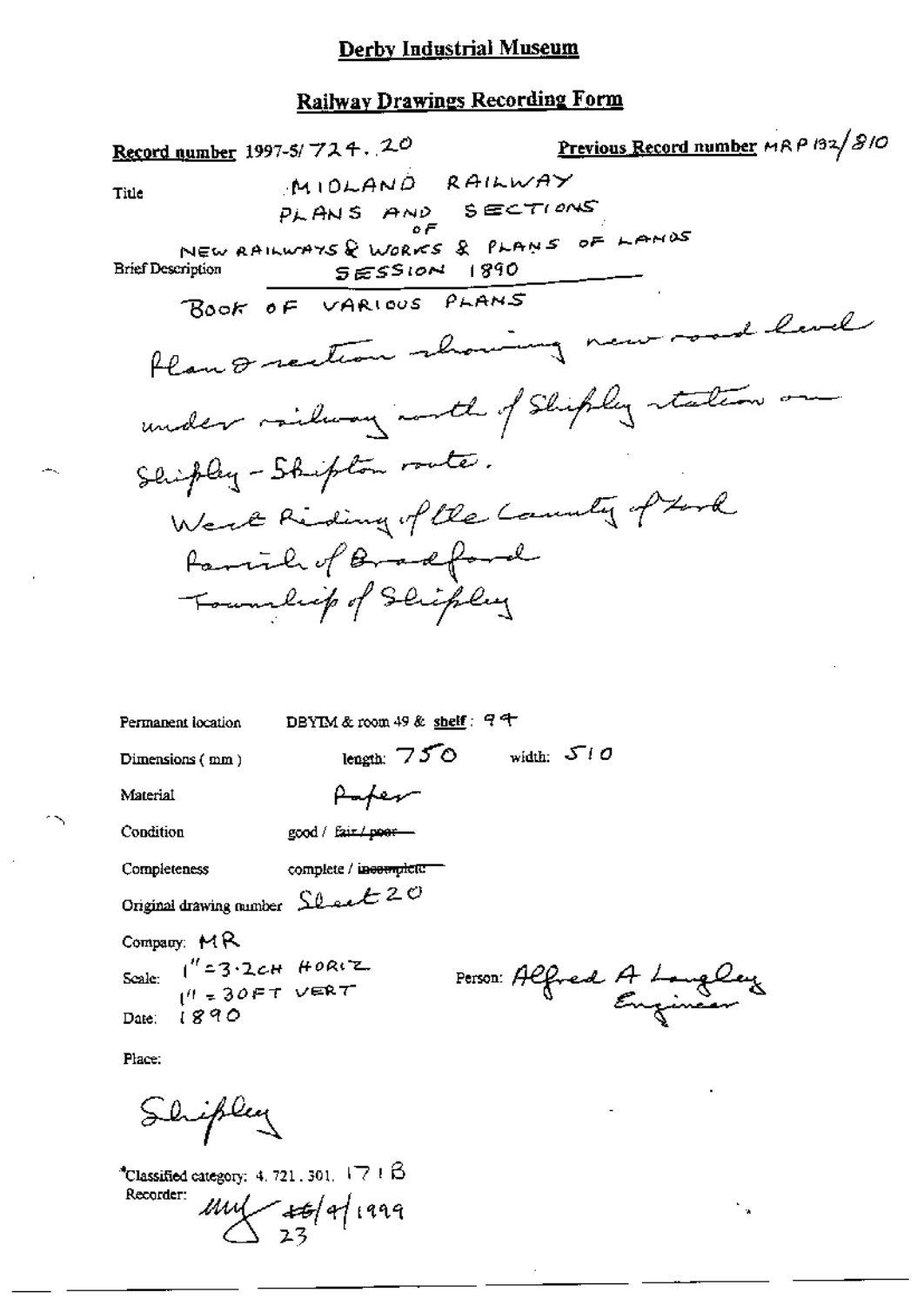## Derby Industrial Museum

## Railway Drawings Recording Form

**Record number** 1997-5/724.20

**Previous Record number** MRP 132/810

Title: MIDLAND RAILWAY PLANS AND SECTIONS OF NEW RAILWAYS & WORKS & PLANS OF LANDS SESSION 1890

Brief Description: BOOK OF VARIOUS PLANS

Plan & section showing new road level under railway north of Shipley station on Shipley - Skipton route.
West Riding of the County of York
Parish of Bradford
Township of Shipley

Permanent location: DBYIM & room 49 & **shelf**: 94

Dimensions (mm): length: 750 width: 510

Material: Paper

Condition: good / ~~fair / poor~~

Completeness: complete / ~~incomplete~~

Original drawing number: Sheet 20

Company: MR

Scale: 1" = 3.2CH HORIZ; 1" = 30FT VERT

Person: Alfred A Langley Engineer

Date: 1890

Place:

Shipley

*Classified category: 4. 721. 301. 171B

Recorder: ~~16~~ 23/9/1999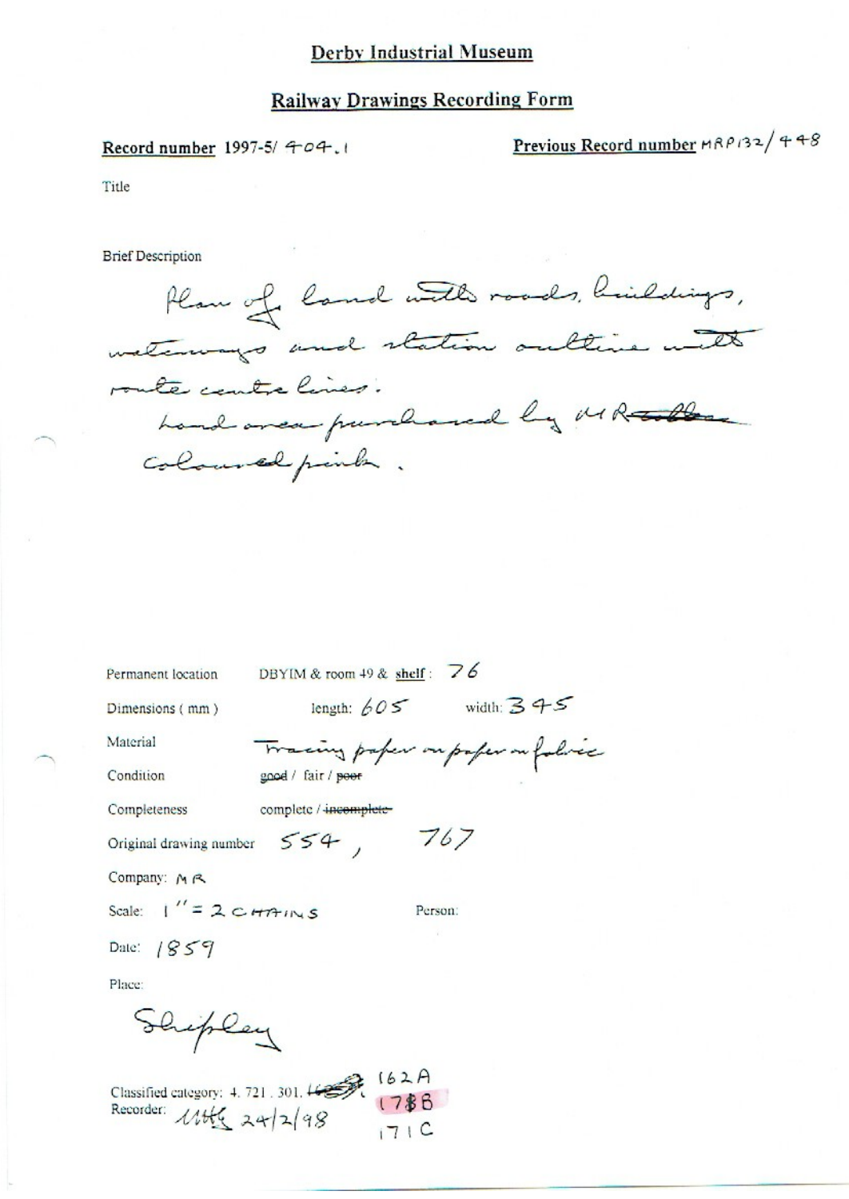# Derby Industrial Museum

## Railway Drawings Recording Form

**Record number** 1997-5/ 404.1

**Previous Record number** MRP132/448

Title

Brief Description

Plan of land with roads, buildings, waterways and station outline with route centre lines.
Land area purchased by MR ~~Rwollen~~ coloured pink.

Permanent location: DBYIM & room 49 & **shelf**: 76

Dimensions (mm): length: 605 width: 345

Material: Tracing paper on paper on fabric

Condition: good / fair / ~~poor~~

Completeness: complete / ~~incomplete~~

Original drawing number: 554, 767

Company: MR

Scale: 1" = 2 CHAINS

Person:

Date: 1859

Place:

Shipley

Classified category: 4. 721. 301. ~~162~~ 162A 178B 171C

Recorder: MHG 24/2/98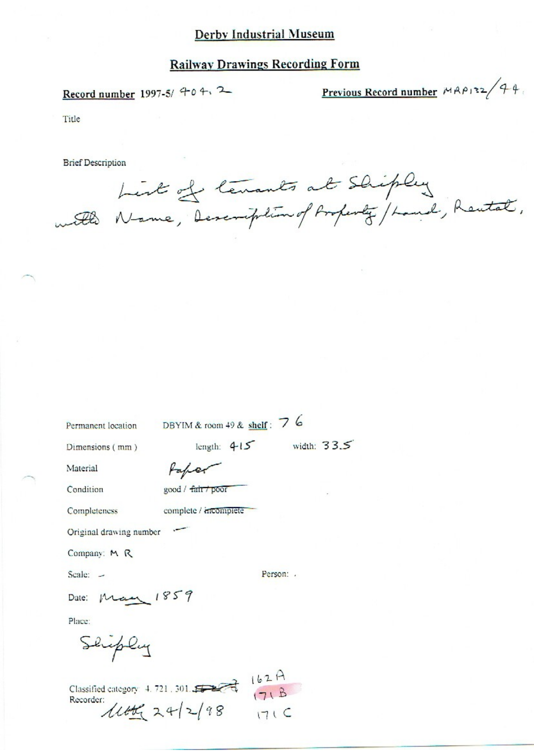# Derby Industrial Museum

## Railway Drawings Recording Form

**Record number** 1997-5/ 404.2

**Previous Record number** MAP132/44.

Title

Brief Description

List of tenants at Shipley with Name, Description of Property/Land, Rental,

Permanent location DBYIM & room 49 & **shelf**: 76

Dimensions (mm) length: 415 width: 33.5

Material Paper

Condition good / ~~fair / poor~~

Completeness complete / ~~incomplete~~

Original drawing number —

Company: M R

Scale: – Person: .

Date: May 1859

Place:

Shipley

Classified category 4. 721. 301. ~~[illegible]~~ 162A 171B 171C

Recorder: [initials] 24/2/98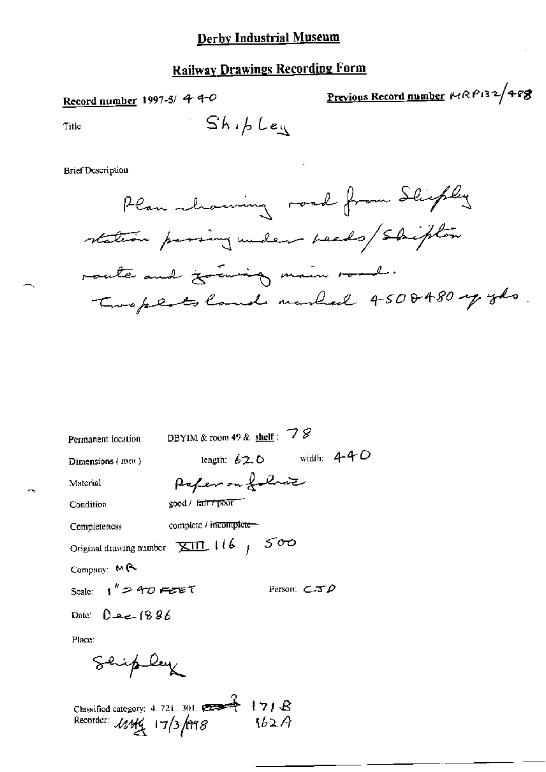# Derby Industrial Museum

## Railway Drawings Recording Form

**Record number** 1997-5/ 440

**Previous Record number** MRP132/488

Title Shipley

Brief Description

Plan showing road from Shipley station passing under Leeds/Skipton route and joining main road. Two plots lands marked 450 & 480 sq yds.

Permanent location DBYIM & room 49 & **shelf**: 78

Dimensions (mm) length: 620 width: 440

Material Paper on fabric

Condition good / ~~fair / poor~~

Completeness complete / ~~incomplete~~

Original drawing number XIII. 116, 500

Company: MR

Scale: 1" = 40 FEET

Person: CJD

Date: Dec 1886

Place:

Shipley

Classified category: 4. 721. 301. ~~???~~ 171B 162A

Recorder: MMG 17/3/1998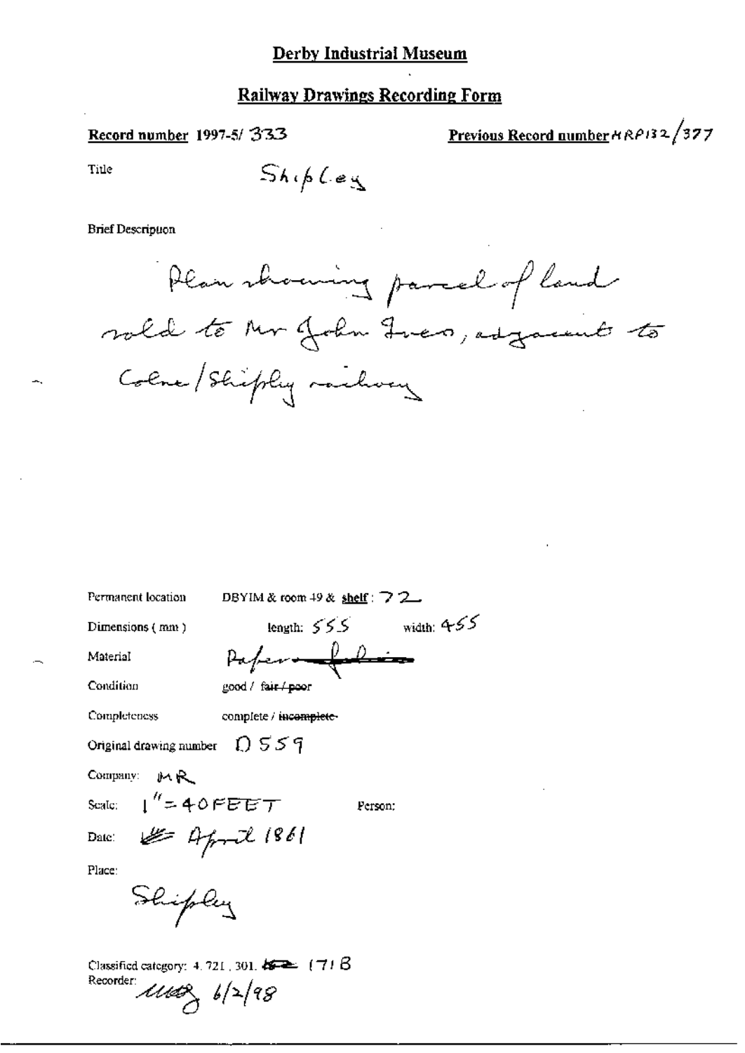# Derby Industrial Museum

## Railway Drawings Recording Form

**Record number** 1997-5/ 333

**Previous Record number** HRP132/377

Title Shipley

Brief Description

Plan showing parcel of land sold to Mr John Ives, adjacent to Colne/Shipley railway

Permanent location DBYIM & room 49 & shelf: 72

Dimensions (mm) length: 555 width: 455

Material Paper ~~/ linen~~

Condition good / ~~fair / poor~~

Completeness complete / ~~incomplete~~

Original drawing number D559

Company: MR

Scale: 1" = 40 FEET Person:

Date: ~~1~~ April 1861

Place:

Shipley

Classified category: 4. 721, 301. ~~~~ 171 B

Recorder: ~~~~ 6/2/98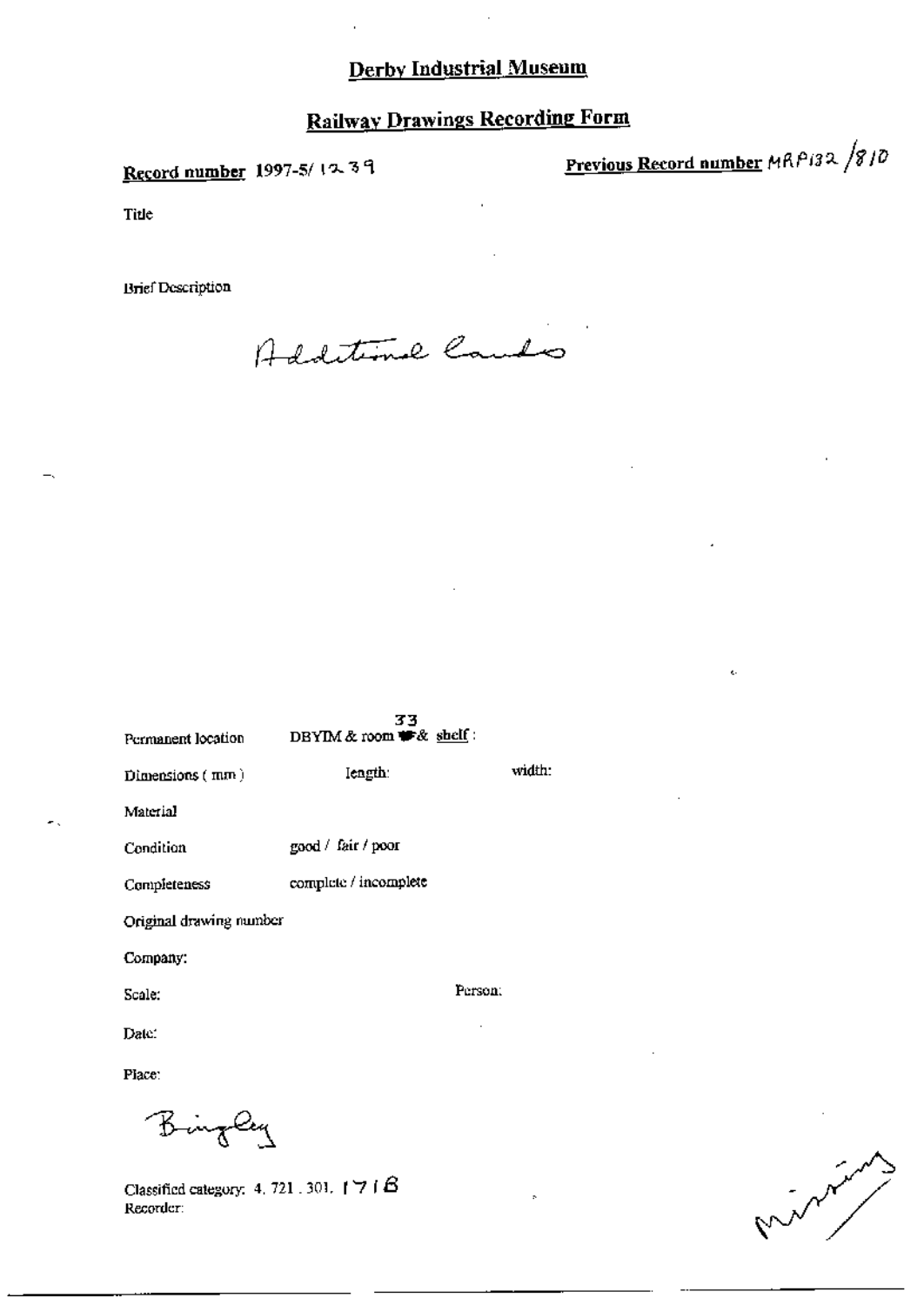# Derby Industrial Museum

## Railway Drawings Recording Form

**Record number** 1997-5/1239

**Previous Record number** MRP132/810

Title

Brief Description

Additional Lands

Permanent location DBYIM & room 33 & shelf:

Dimensions (mm) length: width:

Material

Condition good / fair / poor

Completeness complete / incomplete

Original drawing number

Company:

Scale: Person:

Date:

Place:

Bingley

Classified category: 4.721.301.171B

Recorder:

missing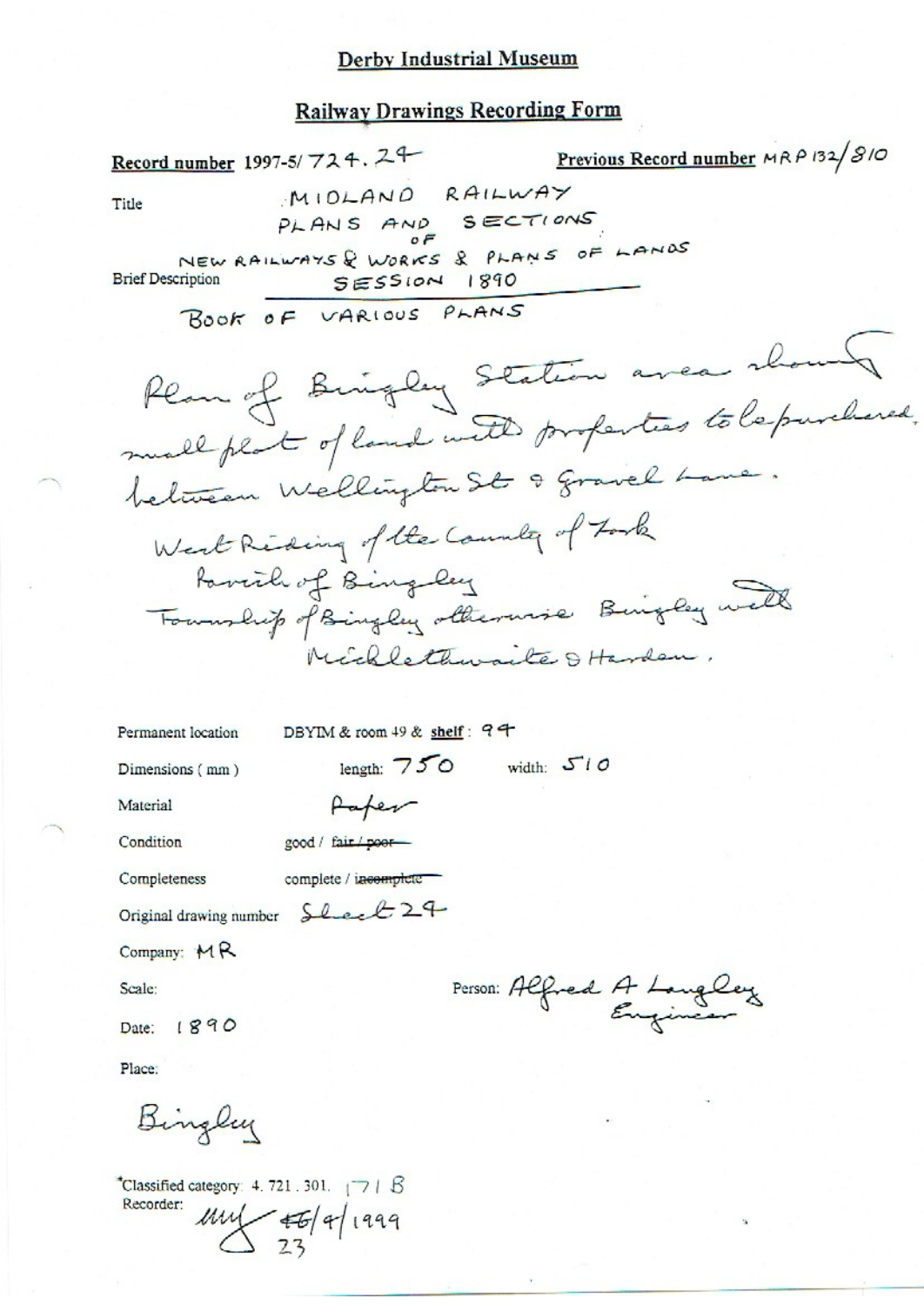# Derby Industrial Museum

## Railway Drawings Recording Form

**Record number** 1997-5/ 724.24

**Previous Record number** MRP 132/810

Title: MIDLAND RAILWAY PLANS AND SECTIONS OF NEW RAILWAYS & WORKS & PLANS OF LANDS SESSION 1890

Brief Description: BOOK OF VARIOUS PLANS

Plan of Bingley Station area showing small plot of land with properties to be purchased, between Wellington St & Gravel Lane.

West Riding of the County of York

Parish of Bingley

Township of Bingley otherwise Bingley with Micklethwaite & Harden.

Permanent location: DBYIM & room 49 & **shelf**: 94

Dimensions (mm): length: 750 width: 510

Material: Paper

Condition: good / ~~fair / poor~~

Completeness: complete / ~~incomplete~~

Original drawing number: Sheet 24

Company: MR

Scale:

Person: Alfred A Langley Engineer

Date: 1890

Place:

Bingley

*Classified category: 4. 721. 301. 171 B

Recorder: ~~16~~/9/1999 23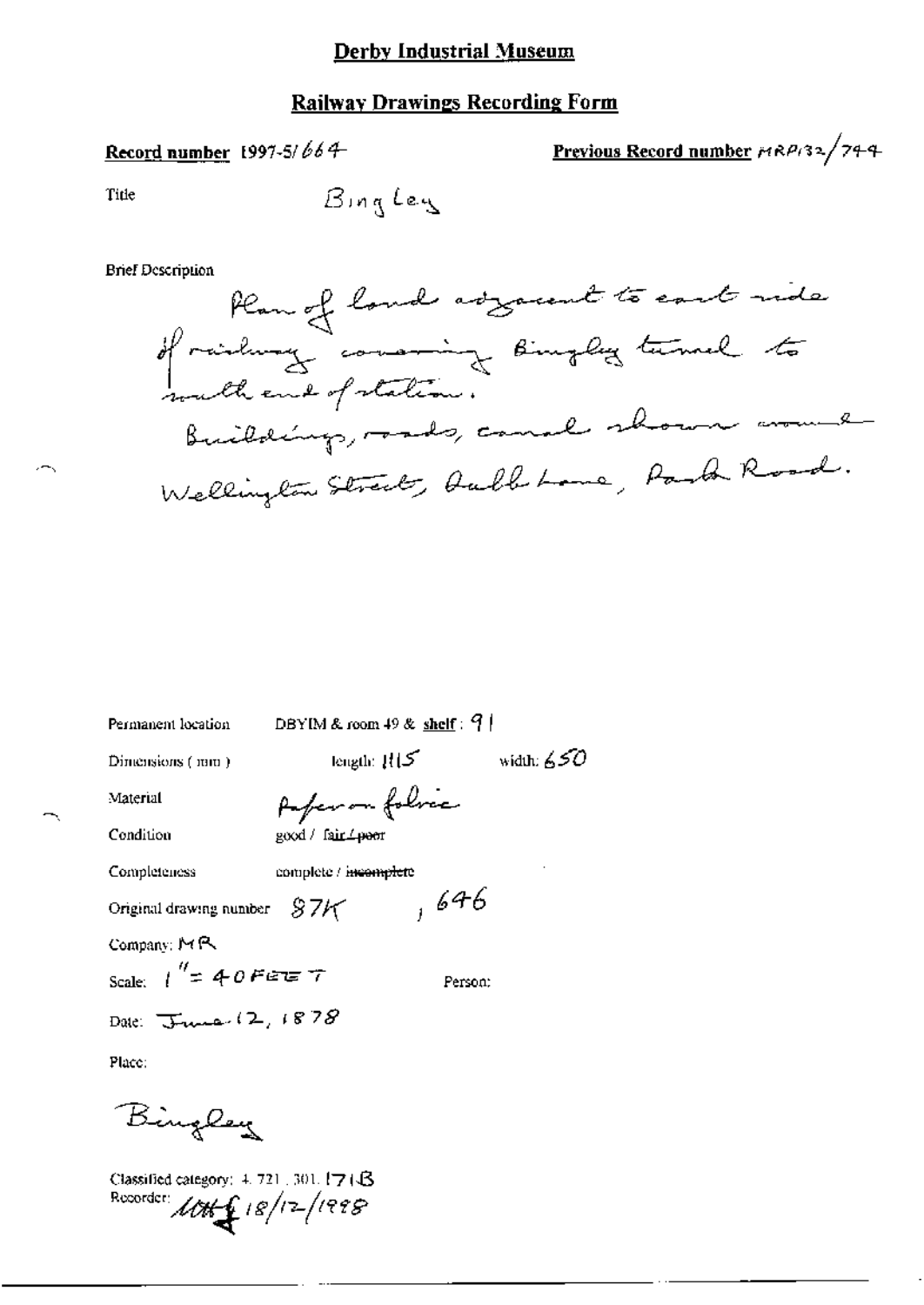# Derby Industrial Museum

## Railway Drawings Recording Form

**Record number** 1997-5/664

**Previous Record number** MRP132/744

Title: Bingley

Brief Description

Plan of land adjacent to east side of railway covering Bingley tunnel to south end of station.
Buildings, roads, canal shown around Wellington Street, Dubb Lane, Park Road.

Permanent location: DBYIM & room 49 & **shelf**: 91

Dimensions (mm): length: 1115 width: 650

Material: Paper on fabric

Condition: good / ~~fair / poor~~

Completeness: complete / ~~incomplete~~

Original drawing number: 87K, 646

Company: MR

Scale: 1" = 40 FEET

Person:

Date: June 12, 1878

Place:

Bingley

Classified category: 4. 721. 301. 171B

Recorder: [initials] 18/12/1998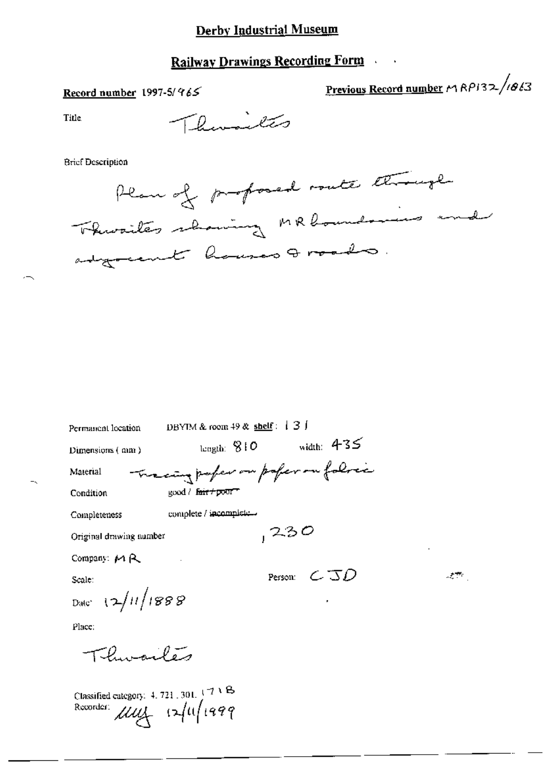# Derby Industrial Museum

## Railway Drawings Recording Form

**Record number** 1997-5/965

**Previous Record number** MRP132/1863

Title: Thwaites

Brief Description

Plan of proposed route through Thwaites showing MR boundaries and adjacent houses & roads.

Permanent location: DBYIM & room 49 & **shelf**: 131

Dimensions (mm): length: 810 width: 435

Material: Tracing paper on paper on fabric

Condition: good / ~~fair / poor~~

Completeness: complete / ~~incomplete~~

Original drawing number: 1230

Company: MR

Scale:

Person: CJD

Date: 12/11/1888

Place:

Thwaites

Classified category: 4.721.301.171B

Recorder: MMJ 12/11/1999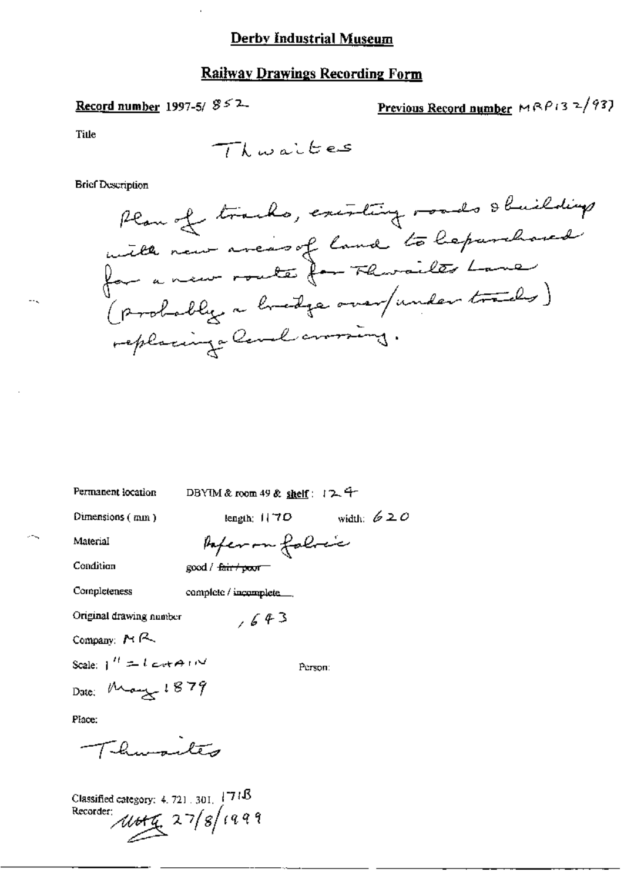## Derby Industrial Museum

## Railway Drawings Recording Form

**Record number** 1997-5/ 852

**Previous Record number** MRP132/937

Title

Thwaites

Brief Description

Plan of tracks, existing roads & buildings with new areas of land to be purchased for a new route for Thwaites Lane (probably a bridge over/under tracks) replacing a level crossing.

Permanent location: DBYIM & room 49 & **shelf**: 124

Dimensions (mm): length: 1170 width: 620

Material: Paper on fabric

Condition: good / ~~fair / poor~~

Completeness: complete / ~~incomplete~~

Original drawing number: 643

Company: MR

Scale: 1" = 1 CHAIN

Person:

Date: May 1879

Place:

Thwaites

Classified category: 4. 721. 301. 171B

Recorder: MHG 27/8/1999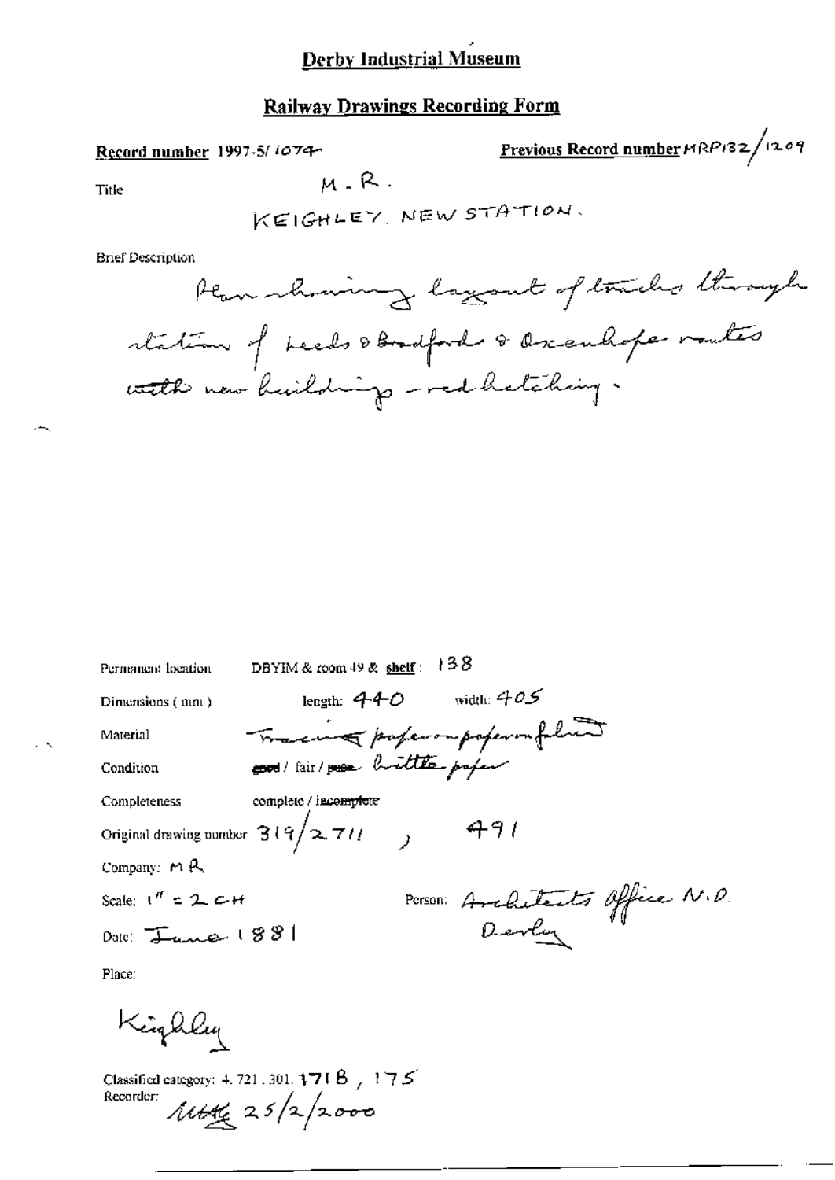# Derby Industrial Museum

## Railway Drawings Recording Form

**Record number** 1997-5/1074

**Previous Record number** MRP132/1209

Title

M.R.

KEIGHLEY. NEW STATION.

Brief Description

Plan showing layout of tracks through station of Leeds & Bradford & Oxenhope routes with new buildings - red hatching.

Permanent location DBYIM & room 49 & **shelf**: 138

Dimensions (mm) length: 440 width: 405

Material Tracing paper on paper on fabric

Condition ~~good~~ / fair / ~~poor~~ brittle paper

Completeness complete / ~~incomplete~~

Original drawing number 319/2711, 491

Company: MR

Scale: 1" = 2 CH

Person: Architects Office M.D. Derby

Date: June 1881

Place:

Keighley

Classified category: 4. 721. 301. 171B, 175

Recorder: MHK 25/2/2000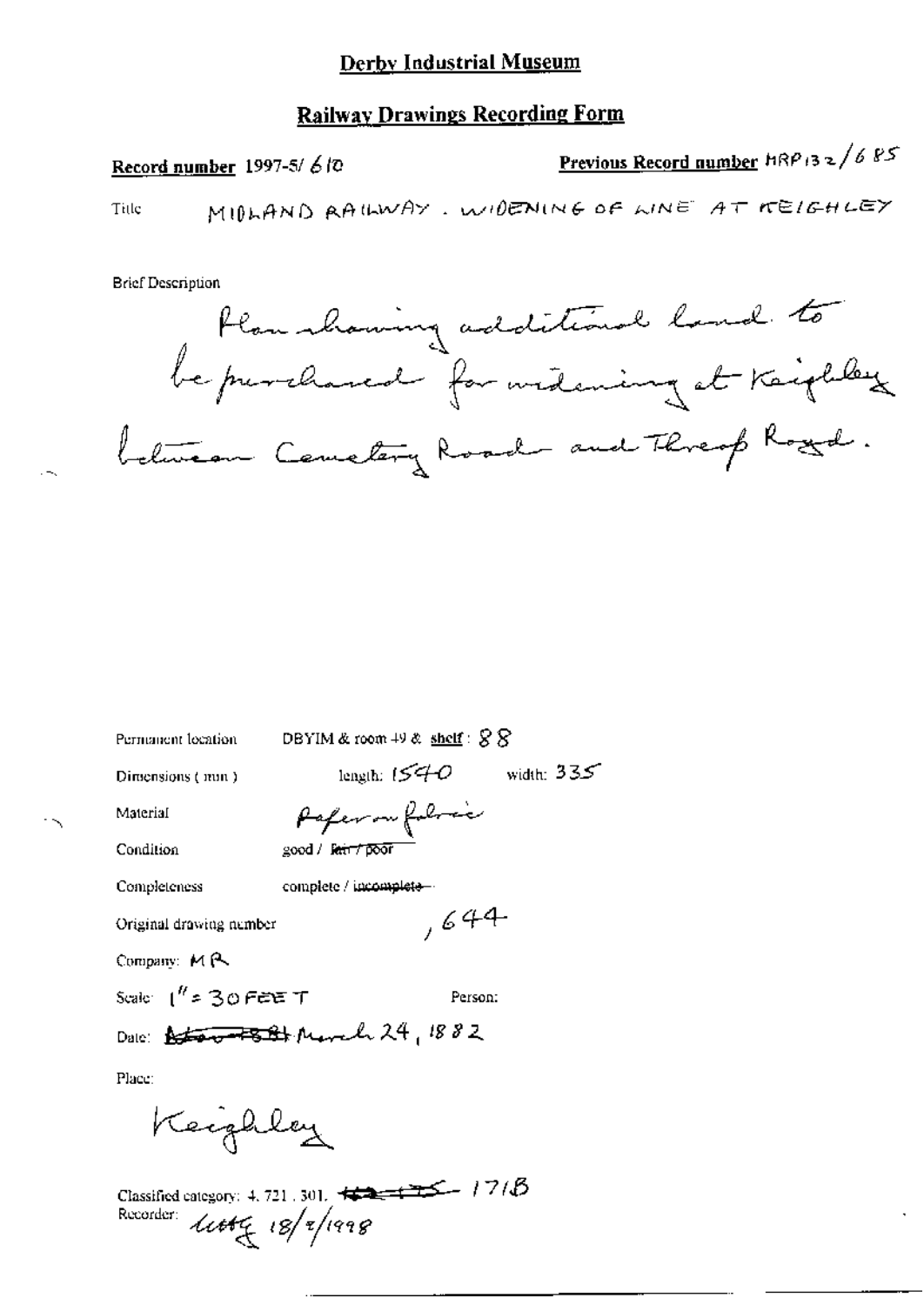# Derby Industrial Museum

## Railway Drawings Recording Form

**Record number** 1997-5/ 610

**Previous Record number** MRP132/685

Title MIDLAND RAILWAY. WIDENING OF LINE AT KEIGHLEY

Brief Description

Plan showing additional land to be purchased for widening at Keighley between Cemetery Road and Thwaites Road.

Permanent location DBYIM & room 49 & **shelf**: 88

Dimensions (mm) length: 1540 width: 335

Material Paper on fabric

Condition good / ~~fair / poor~~

Completeness complete / ~~incomplete~~

Original drawing number ,644

Company: MR

Scale: 1" = 30 FEET

Person:

Date: ~~March 1881~~ March 24, 1882

Place:

Keighley

Classified category: 4. 721 . 301. ~~~~ 171B

Recorder: [signature] 18/2/1998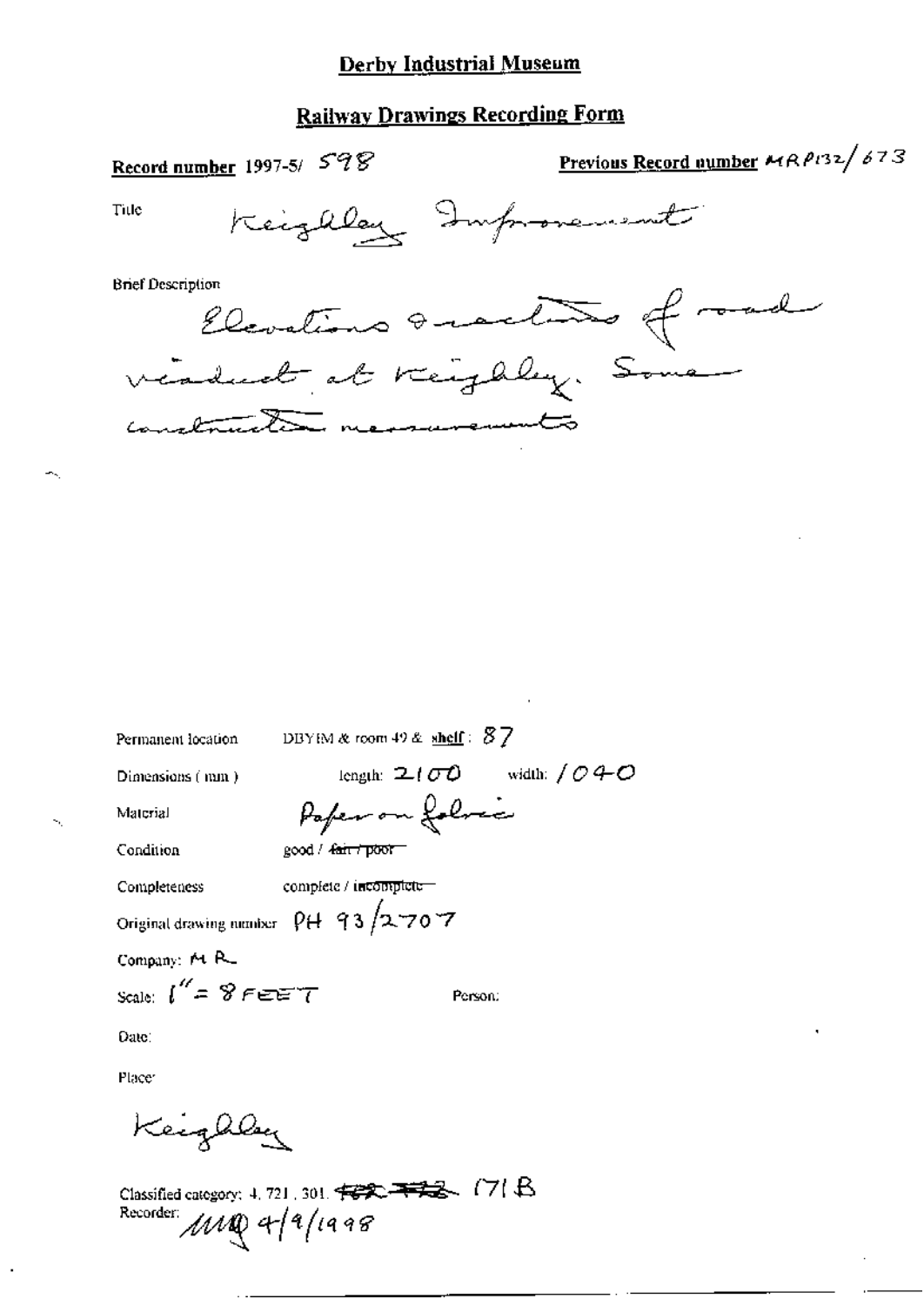# Derby Industrial Museum

## Railway Drawings Recording Form

**Record number** 1997-5/ 598

**Previous Record number** MRP132/673

Title: Keighley Improvements

Brief Description

Elevations & sections of road viaduct at Keighley. Some construction measurements

Permanent location: DBYIM & room 49 & **shelf**: 87

Dimensions (mm): length: 2100 width: 1040

Material: Paper on fabric

Condition: good / ~~fair / poor~~

Completeness: complete / ~~incomplete~~

Original drawing number: PH 93/2707

Company: MR

Scale: 1" = 8 FEET

Person:

Date:

Place:

Keighley

Classified category: 4. 721. 301. ~~~~ 171B

Recorder: MQ 4/9/1998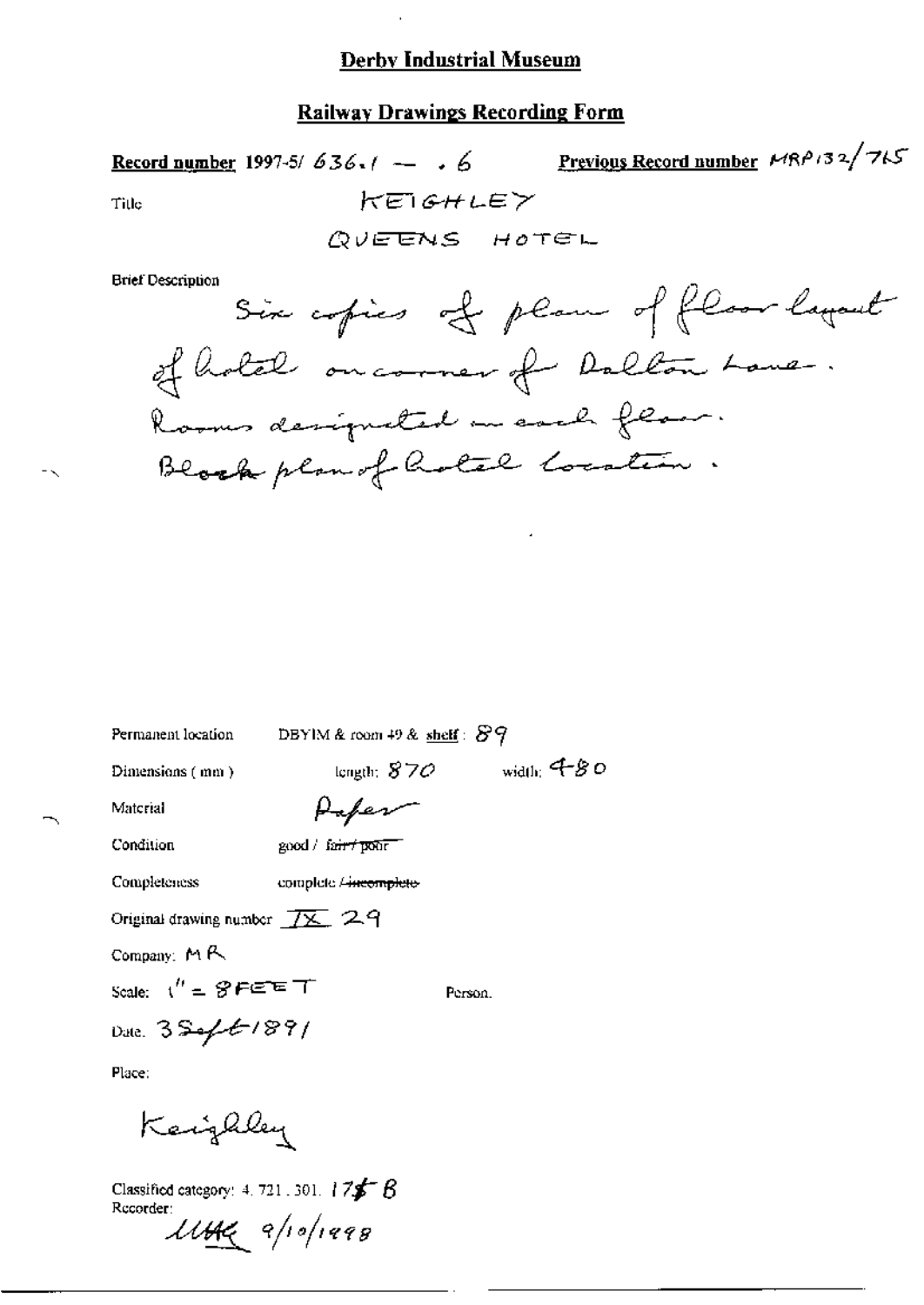# Derby Industrial Museum

## Railway Drawings Recording Form

**Record number** 1997-5/ 636.1 — .6 **Previous Record number** MRP132/765

Title KEIGHLEY

QUEENS HOTEL

Brief Description

Six copies of plan of floor layout of hotel on corner of Dalton Lane. Rooms designated on each floor. Block plan of hotel location.

Permanent location DBYIM & room 49 & **shelf**: 89

Dimensions (mm) length: 870 width: 480

Material Paper

Condition good / ~~fair / poor~~

Completeness complete / ~~incomplete~~

Original drawing number IX 29

Company: MR

Scale: 1" = 8 FEET Person.

Date: 3 Sept 1891

Place:

Keighley

Classified category: 4. 721. 301. 175 B

Recorder:

MAC 9/10/1998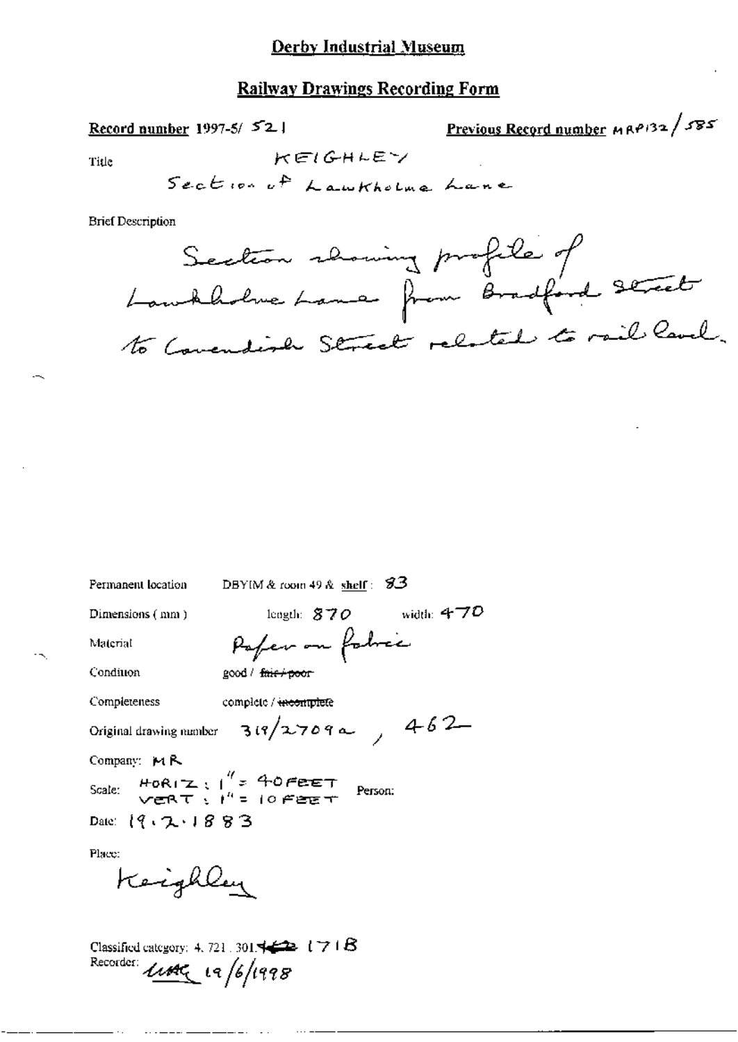# Derby Industrial Museum

## Railway Drawings Recording Form

**Record number** 1997-5/ 521

**Previous Record number** MRP132/585

Title KEIGHLEY

Section of Lawkholme Lane

Brief Description

Section showing profile of Lawkholme Lane from Bradford Street to Cavendish Street related to rail level.

Permanent location DBYIM & room 49 & shelf: 83

Dimensions (mm) length: 870 width: 470

Material Paper on fabric

Condition good / ~~fair / poor~~

Completeness complete / ~~incomplete~~

Original drawing number 319/2709a, 462

Company: MR

Scale: HORIZ: 1" = 40 FEET VERT: 1" = 10 FEET Person:

Date: 19.2.1883

Place:

Keighley

Classified category: 4.721.301.~~422~~ 171B

Recorder: MAG 19/6/1998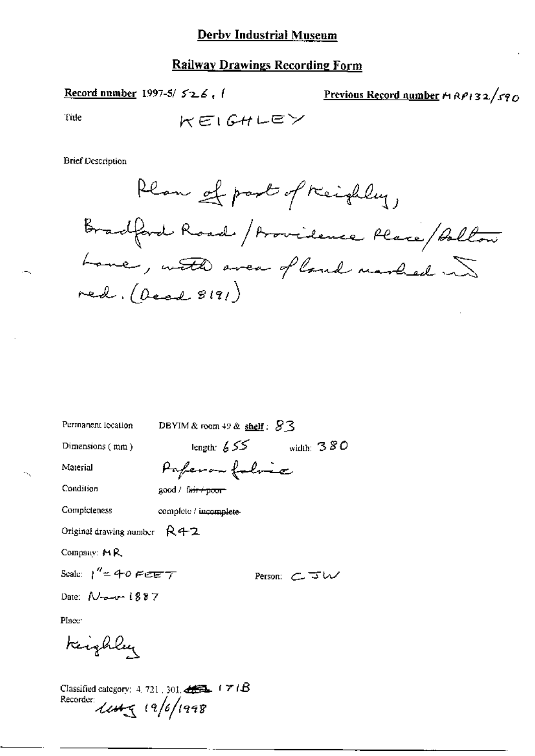# Derby Industrial Museum

## Railway Drawings Recording Form

**Record number** 1997-5/ 526.1

**Previous Record number** MRP132/590

Title KEIGHLEY

Brief Description

Plan of part of Keighley, Bradford Road / Providence Place / Dalton Lane, with area of land marked in red. (Deed 8191)

Permanent location DBYIM & room 49 & shelf: 83

Dimensions (mm) length: 655 width: 380

Material Paper on fabric

Condition good / ~~fair / poor~~

Completeness complete / ~~incomplete~~

Original drawing number R42

Company: MR

Scale: 1" = 40 FEET

Person: CJW

Date: Nov 1887

Place:

Keighley

Classified category: 4.721.301. ~~___~~ 171B

Recorder: ____ 19/6/1998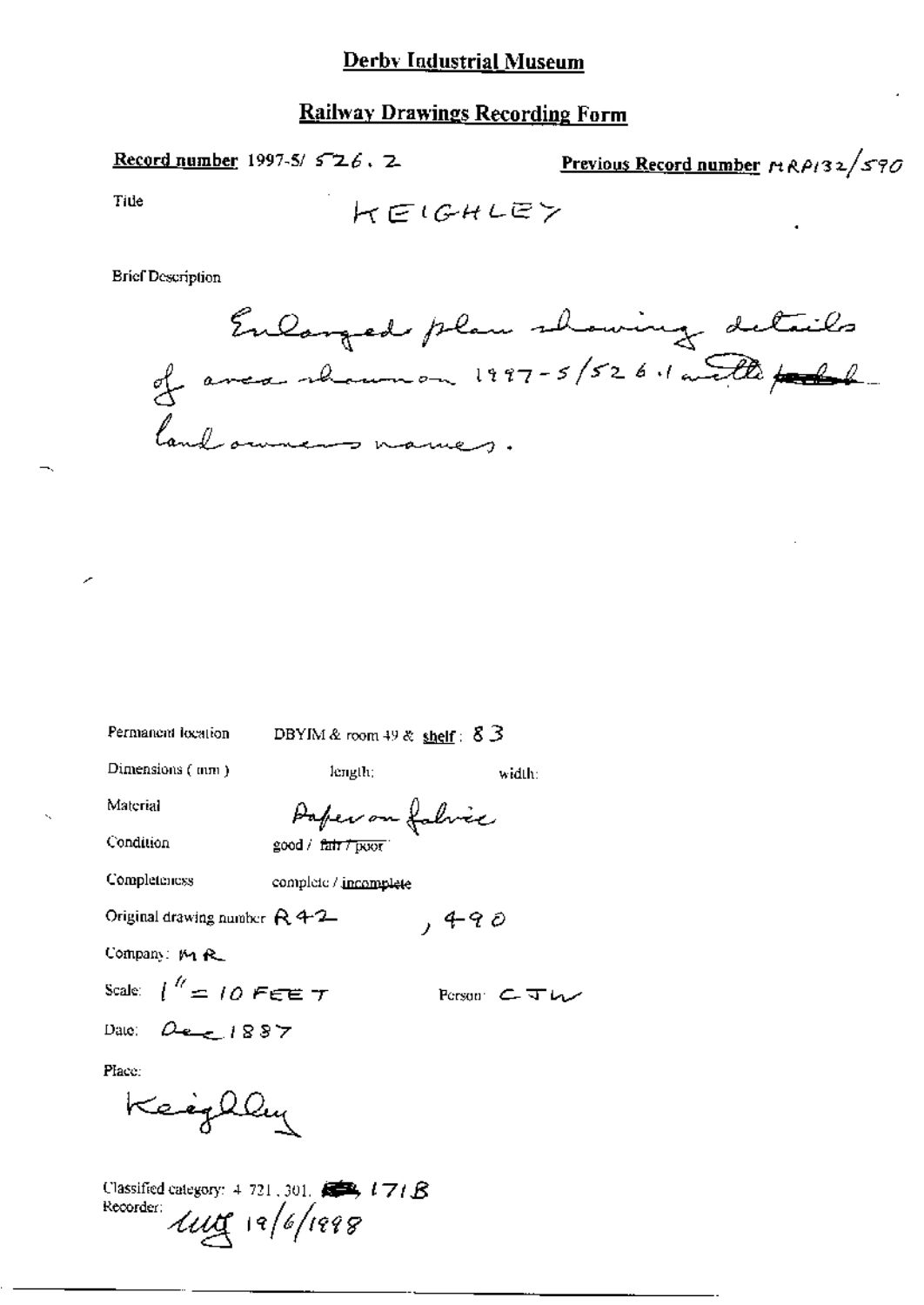# Derby Industrial Museum

## Railway Drawings Recording Form

**Record number** 1997-5/ 526. 2

**Previous Record number** MRP132/590

Title KEIGHLEY

Brief Description

Enlarged plan showing details of area shown on 1997-5/526.1 with land owners names.

Permanent location DBYIM & room 49 & **shelf**: 83

Dimensions (mm) length: width:

Material Paper on fabric

Condition good / ~~fair / poor~~

Completeness complete / incomplete

Original drawing number R42 , 490

Company: MR

Scale: 1" = 10 FEET

Person: CJW

Date: Dec 1887

Place:

Keighley

Classified category: 4.721.301. 171B

Recorder: [signature] 19/6/1998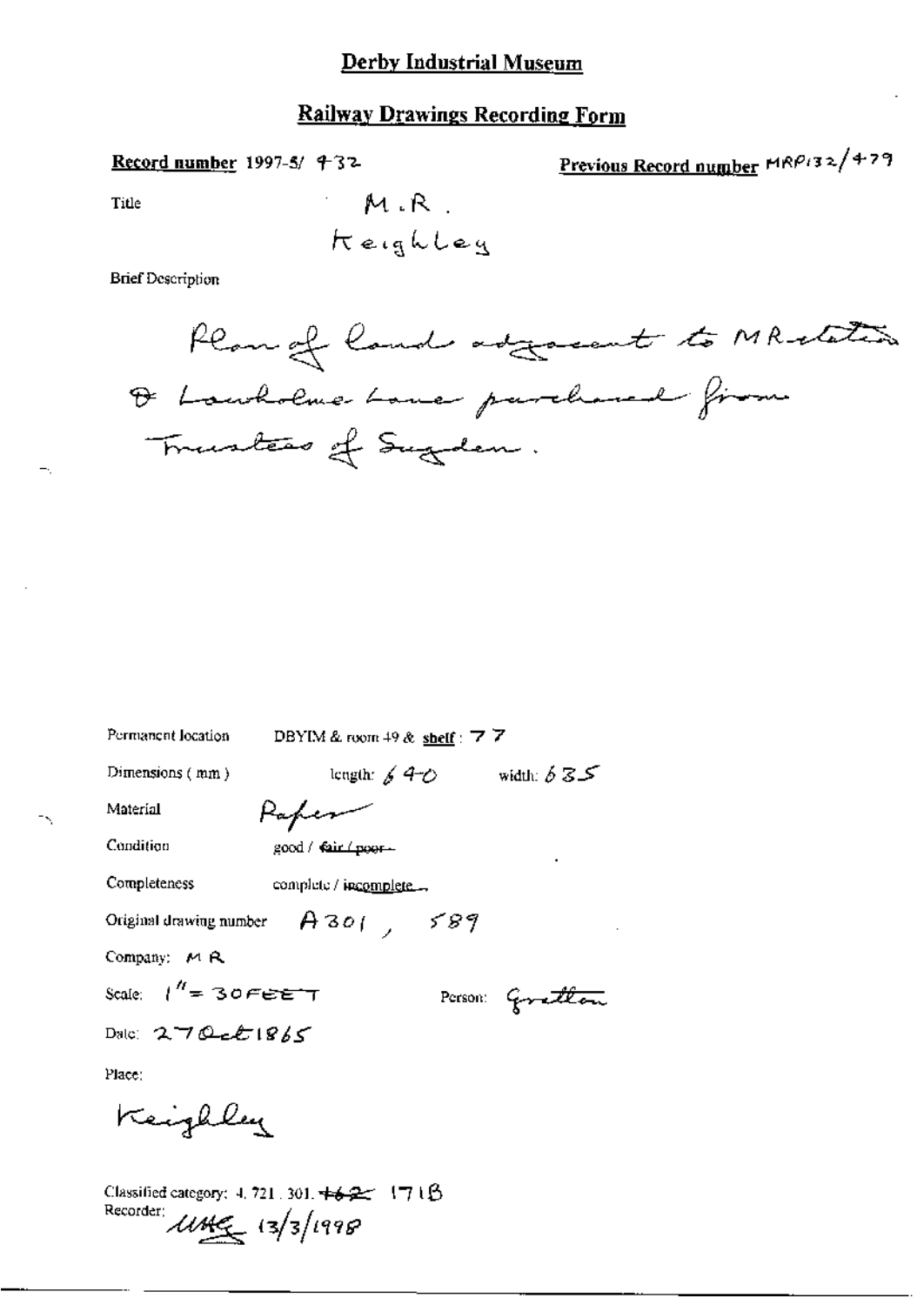# Derby Industrial Museum

## Railway Drawings Recording Form

**Record number** 1997-5/ 432

**Previous Record number** MRP132/479

Title

M.R.
Keighley

Brief Description

Plan of land adjacent to MR station & Lawkholme Lane purchased from Trustees of Sugden.

Permanent location DBYIM & room 49 & **shelf**: 77

Dimensions (mm) length: 640 width: 635

Material Paper

Condition good / ~~fair / poor~~

Completeness complete / incomplete

Original drawing number A301, 589

Company: MR

Scale: 1" = 30 FEET

Person: Gretton

Date: 27 Oct 1865

Place:

Keighley

Classified category: 4.721.301. ~~162~~ 171B

Recorder: UMG 13/3/1998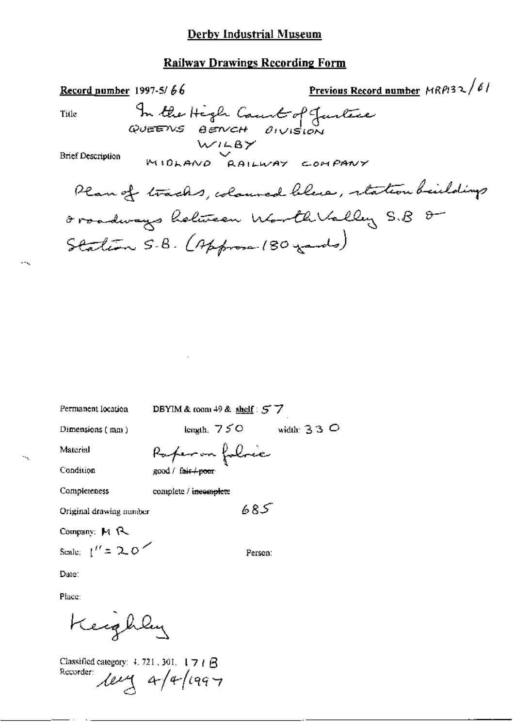# Derby Industrial Museum

## Railway Drawings Recording Form

**Record number** 1997-5/ 66

**Previous Record number** MRP132/61

Title: In the High Court of Justice QUEENS BENCH DIVISION WILBY v MIDLAND RAILWAY COMPANY

Brief Description: Plan of tracks, coloured blue, station buildings & roadways between Worth Valley S.B & Station S.B. (Approx 180 yards)

Permanent location: DBYIM & room 49 & shelf: 57

Dimensions (mm): length: 750 width: 330

Material: Paper on fabric

Condition: good / ~~fair / poor~~

Completeness: complete / ~~incomplete~~

Original drawing number: 685

Company: MR

Scale: 1" = 20'

Person:

Date:

Place: Keighley

Classified category: 4.721.301. 171B

Recorder: ley 4/4/1997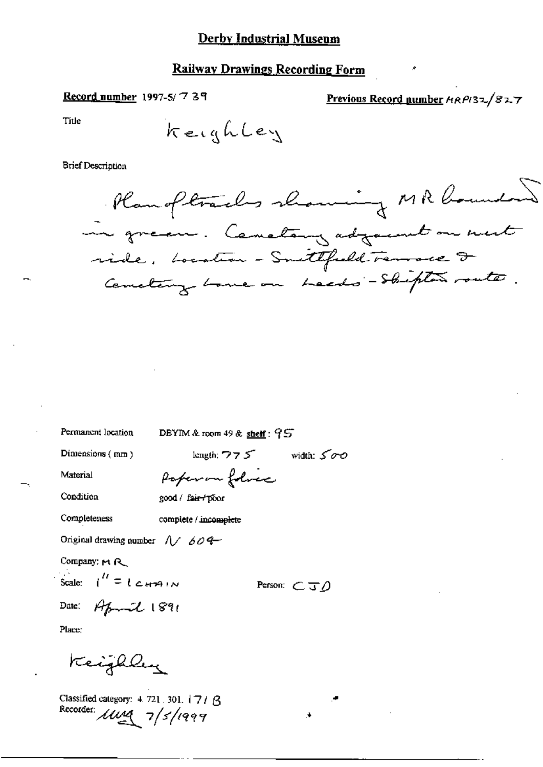# Derby Industrial Museum

## Railway Drawings Recording Form

**Record number** 1997-5/739

**Previous Record number** MRP132/827

Title

Keighley

Brief Description

Plan of tracks showing MR boundary in green. Cemetery adjacent on west side. Location - Smithfield Terrace & Cemetery Lane on Leeds - Skipton route.

Permanent location DEYIM & room 49 & shelf: 95

Dimensions (mm) length: 775 width: 500

Material Paper on fabric

Condition good / ~~fair / poor~~

Completeness complete / ~~incomplete~~

Original drawing number N 604

Company: MR

Scale: 1" = 1 CHAIN

Person: CJD

Date: April 1891

Place:

Keighley

Classified category: 4. 721. 301. 171 B

Recorder: MWQ 7/5/1999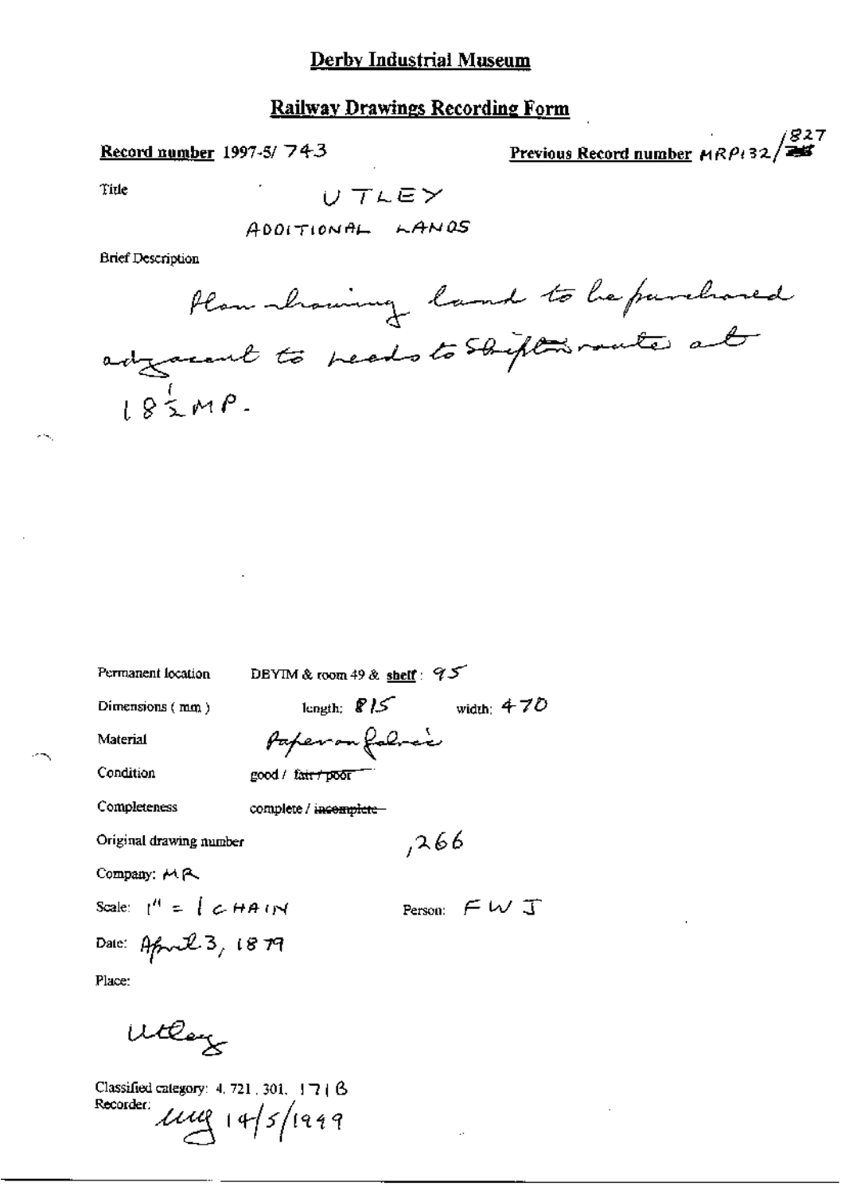# Derby Industrial Museum

## Railway Drawings Recording Form

**Record number** 1997-5/ 743

**Previous Record number** MRP132/827

Title

UTLEY

ADDITIONAL LANDS

Brief Description

Plan showing land to be purchased adjacent to reads to Skipton route at 18½ MP.

Permanent location DBYIM & room 49 & shelf: 95

Dimensions (mm) length: 815 width: 470

Material Paper on fabric

Condition good / ~~fair / poor~~

Completeness complete / ~~incomplete~~

Original drawing number ,266

Company: MR

Scale: 1" = 1 CHAIN

Person: FWJ

Date: April 3, 1879

Place:

Utley

Classified category: 4. 721. 301. 171B

Recorder: MMg 14/5/1999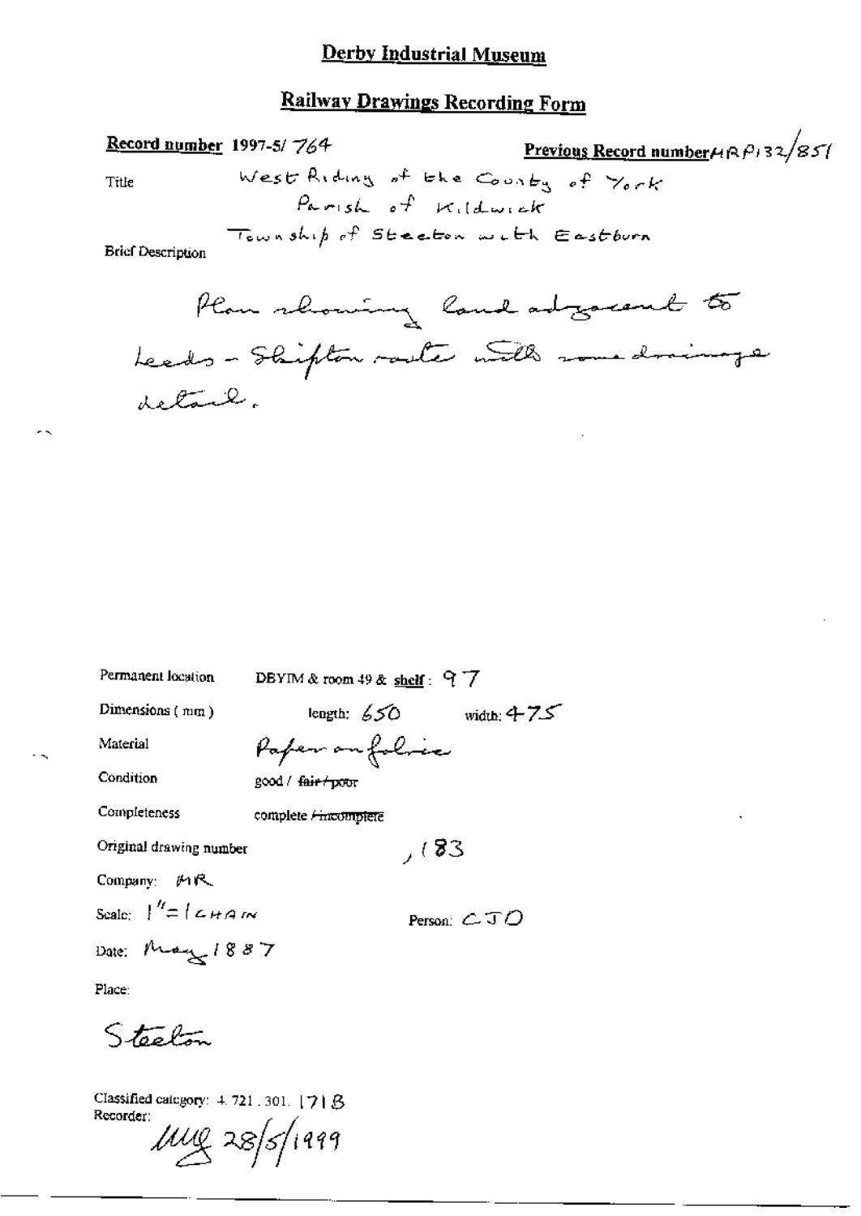# Derby Industrial Museum

## Railway Drawings Recording Form

**Record number** 1997-5/ 764

**Previous Record number** MRP132/851

Title

West Riding of the County of York
Parish of Kildwick
Township of Steeton with Eastburn

Brief Description

Plan showing land adjacent to Leeds - Skipton route with some drainage detail.

Permanent location: DBYIM & room 49 & **shelf**: 97

Dimensions (mm): length: 650 width: 475

Material: Paper on fabric

Condition: good / ~~fair / poor~~

Completeness: complete / ~~incomplete~~

Original drawing number: , 183

Company: MR

Scale: 1" = 1 CHAIN

Person: CJO

Date: May 1887

Place:

Steeton

Classified category: 4. 721. 301. 171B

Recorder:

MMG 28/5/1999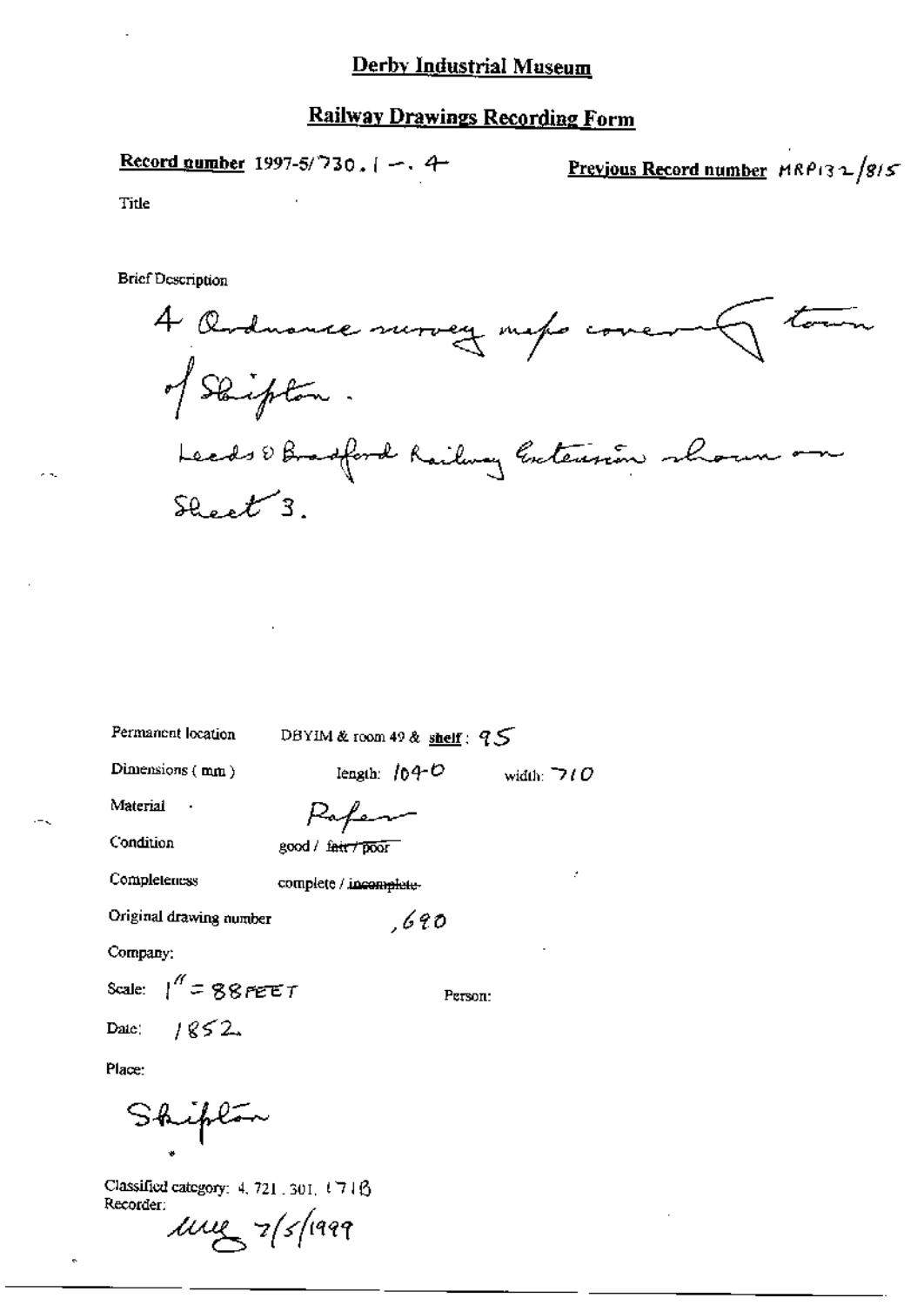# Derby Industrial Museum

## Railway Drawings Recording Form

**Record number** 1997-5/730.1 –.4

**Previous Record number** MRP132/815

Title

Brief Description

4 Ordnance survey maps covering town of Skipton.

Leeds & Bradford Railway Extension shown on Sheet 3.

Permanent location: DBYIM & room 49 & **shelf**: 95

Dimensions (mm): length: 1040 width: 710

Material: Paper

Condition: good / ~~fair / poor~~

Completeness: complete / ~~incomplete~~

Original drawing number: ,690

Company:

Scale: 1" = 88 FEET

Person:

Date: 1852

Place:

Skipton

Classified category: 4.721.301.171B

Recorder:

MW 7/5/1999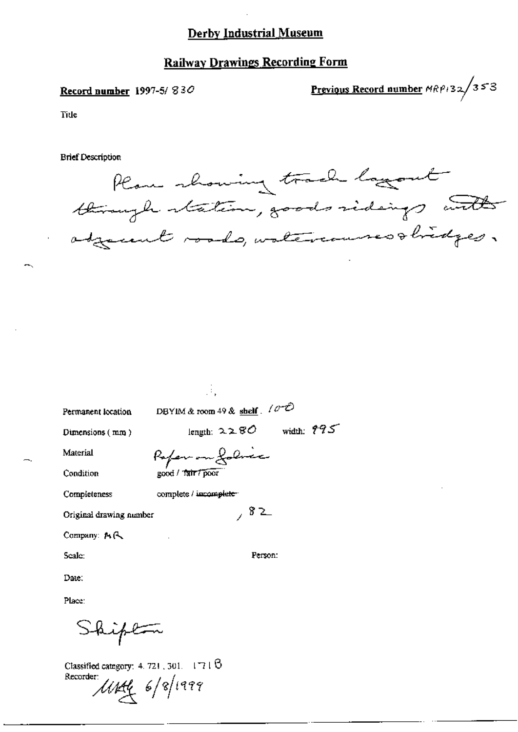# Derby Industrial Museum

## Railway Drawings Recording Form

**Record number** 1997-5/ 830

**Previous Record number** MRP132/353

Title

Brief Description

Plan showing track layout through station, goods sidings with adjacent roads, watercourses & bridges.

Permanent location DBYIM & room 49 & shelf . 100

Dimensions (mm) length: 2280 width: 995

Material Paper on fabric

Condition good / ~~fair / poor~~

Completeness complete / ~~incomplete~~

Original drawing number , 82

Company: MR

Scale: Person:

Date:

Place:

Skipton

Classified category: 4. 721. 301. 171 B

Recorder: MHG 6/8/1999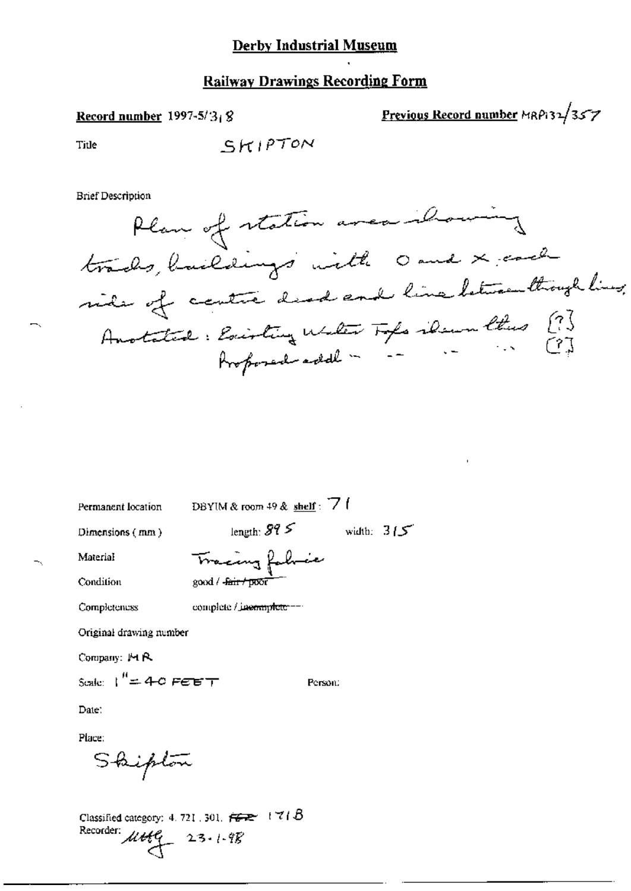## Derby Industrial Museum

## Railway Drawings Recording Form

**Record number** 1997-5/3, 8

**Previous Record number** MRP132/357

Title SKIPTON

Brief Description

Plan of station area showing tracks, buildings with O and X each side of centre dead end line between through lines, Annotated: Existing Water Tops shewn thus [?] Proposed addl - - - [?]

Permanent location DBYIM & room 49 & **shelf**: 71

Dimensions (mm) length: 895 width: 315

Material Tracing fabric

Condition good / ~~fair / poor~~

Completeness complete / ~~incomplete~~

Original drawing number

Company: MR

Scale: 1" = 40 FEET

Person:

Date:

Place:

Skipton

Classified category: 4. 721. 301. ~~FEE~~ 171B

Recorder: MMG 23-1-98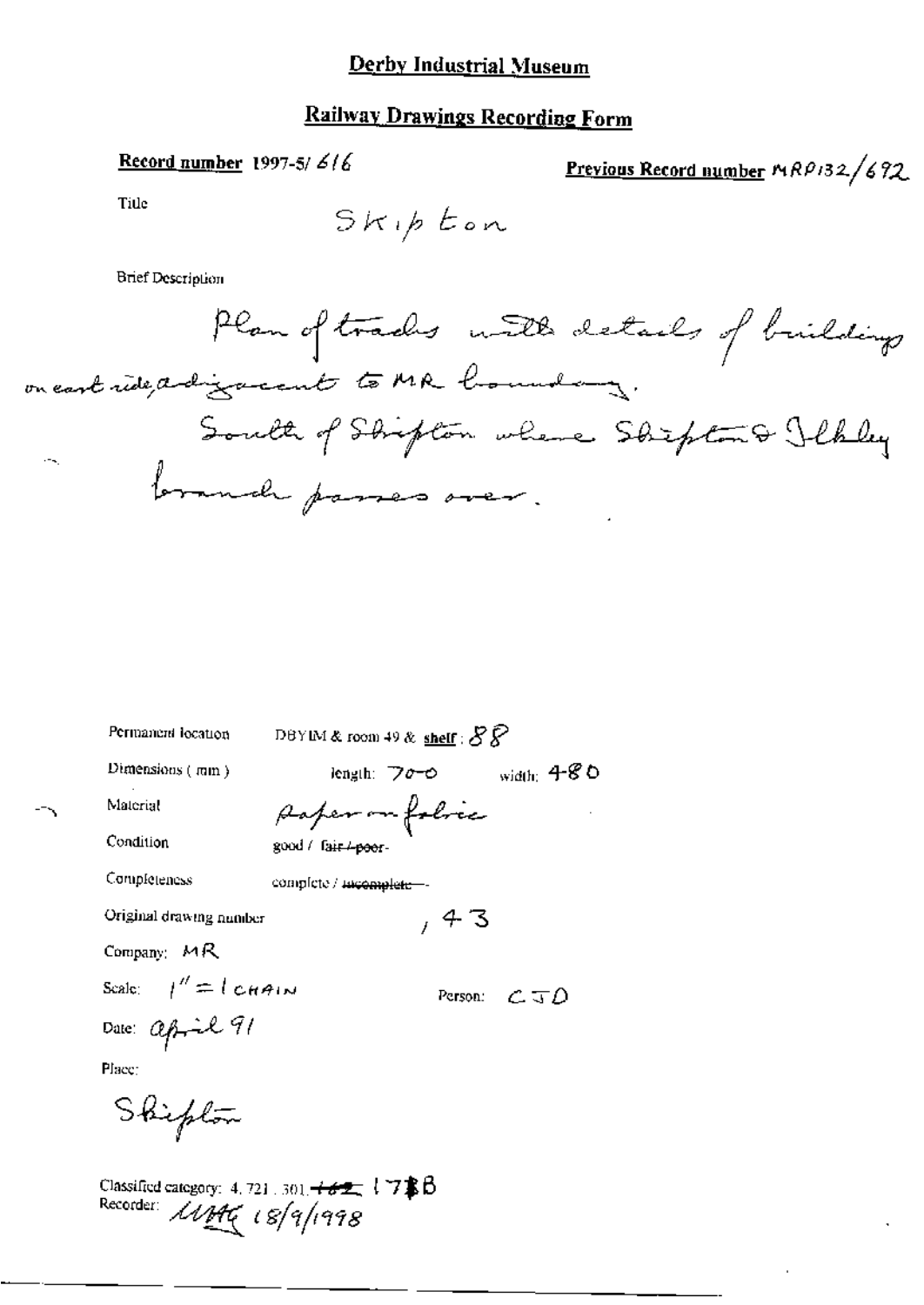# Derby Industrial Museum

## Railway Drawings Recording Form

**Record number** 1997-5/616

**Previous Record number** MRP132/692

Title

Skipton

Brief Description

Plan of tracks with details of buildings on east side adjacent to MR boundary.

South of Skipton where Skipton & Ilkley branch passes over.

Permanent location: DBYIM & room 49 & **shelf**: 88

Dimensions (mm): length: 700 width: 480

Material: Paper on fabric

Condition: good / ~~fair / poor~~

Completeness: complete / ~~incomplete~~

Original drawing number: , 43

Company: MR

Scale: 1" = 1 CHAIN

Person: CJD

Date: April 91

Place:

Skipton

Classified category: 4.721.301. ~~162~~ 178B

Recorder: UMG 18/9/1998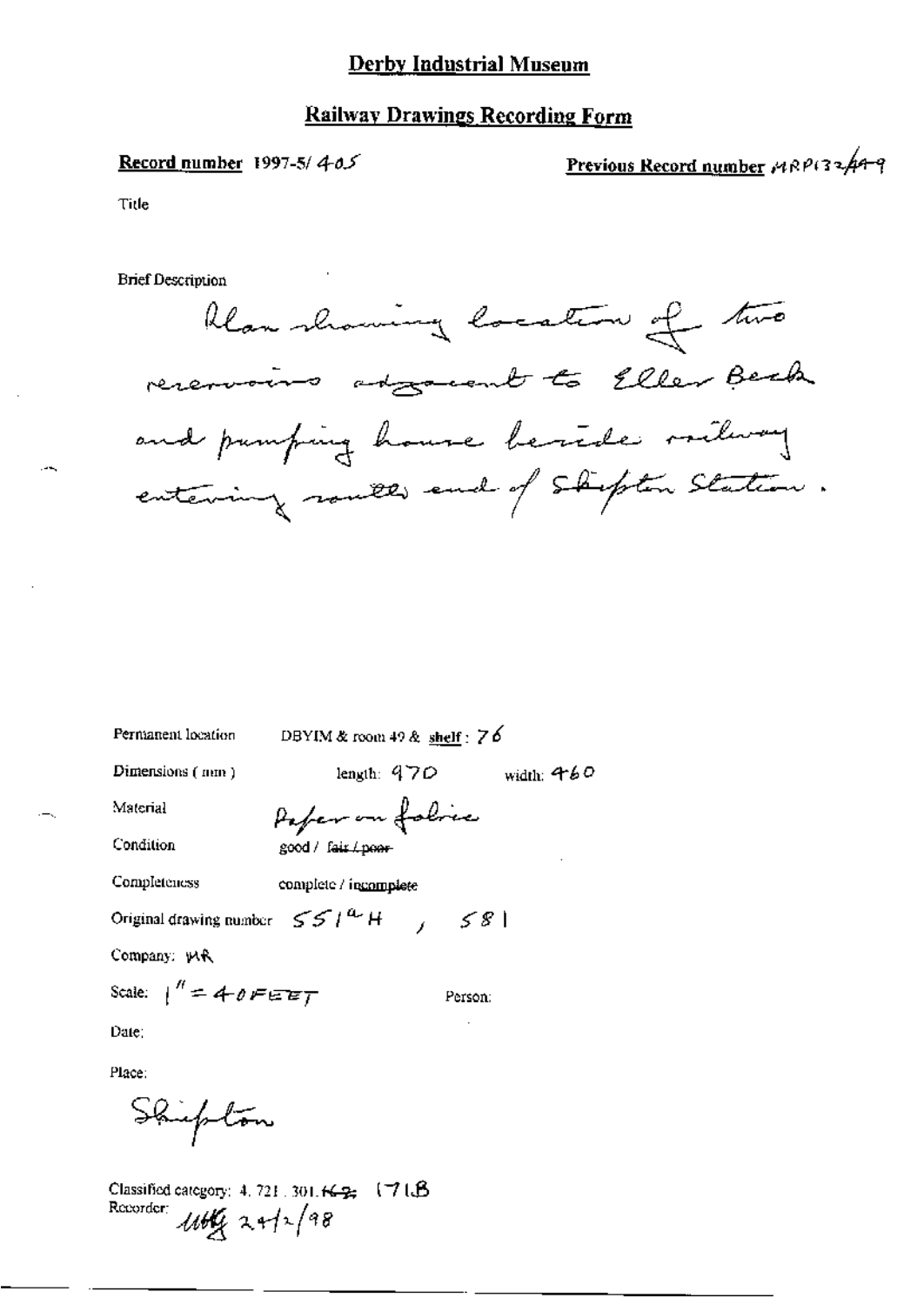# Derby Industrial Museum

## Railway Drawings Recording Form

**Record number** 1997-5/ 405

**Previous Record number** MRP132/449

Title

Brief Description

Plan showing location of two reservoirs adjacent to Eller Beck and pumping house beside railway entering south end of Skipton Station.

Permanent location DBYIM & room 49 & **shelf** : 76

Dimensions (mm) length: 470 width: 460

Material Paper on fabric

Condition good / ~~fair / poor~~

Completeness complete / ~~incomplete~~

Original drawing number 551$^{a}$H , 581

Company: MR

Scale: 1" = 40 FEET

Person:

Date:

Place:

Skipton

Classified category: 4. 721. 301. ~~169~~ 171.B

Recorder: MHG 24/2/98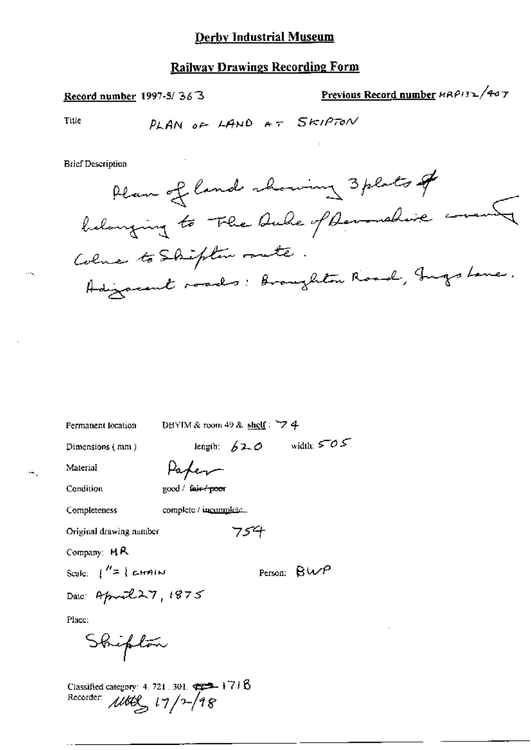# Derby Industrial Museum

## Railway Drawings Recording Form

**Record number** 1997-5/ 363

**Previous Record number** HRP132/407

Title PLAN OF LAND AT SKIPTON

Brief Description

Plan of land showing 3 plots of belonging to The Duke of Devonshire covering Colne to Skipton route.
Adjacent roads: Broughton Road, Ings Lane.

Permanent location DBYIM & room 49 & shelf : 74

Dimensions ( mm ) length: 620 width: 505

Material Paper

Condition good / ~~fair / poor~~

Completeness complete / ~~incomplete~~

Original drawing number 754

Company: MR

Scale: 1" = 1 CHAIN

Person: BWP

Date: April 27, 1875

Place:

Skipton

Classified category: 4. 721. 301. ~~?~~ 1718

Recorder: MG 17/2/98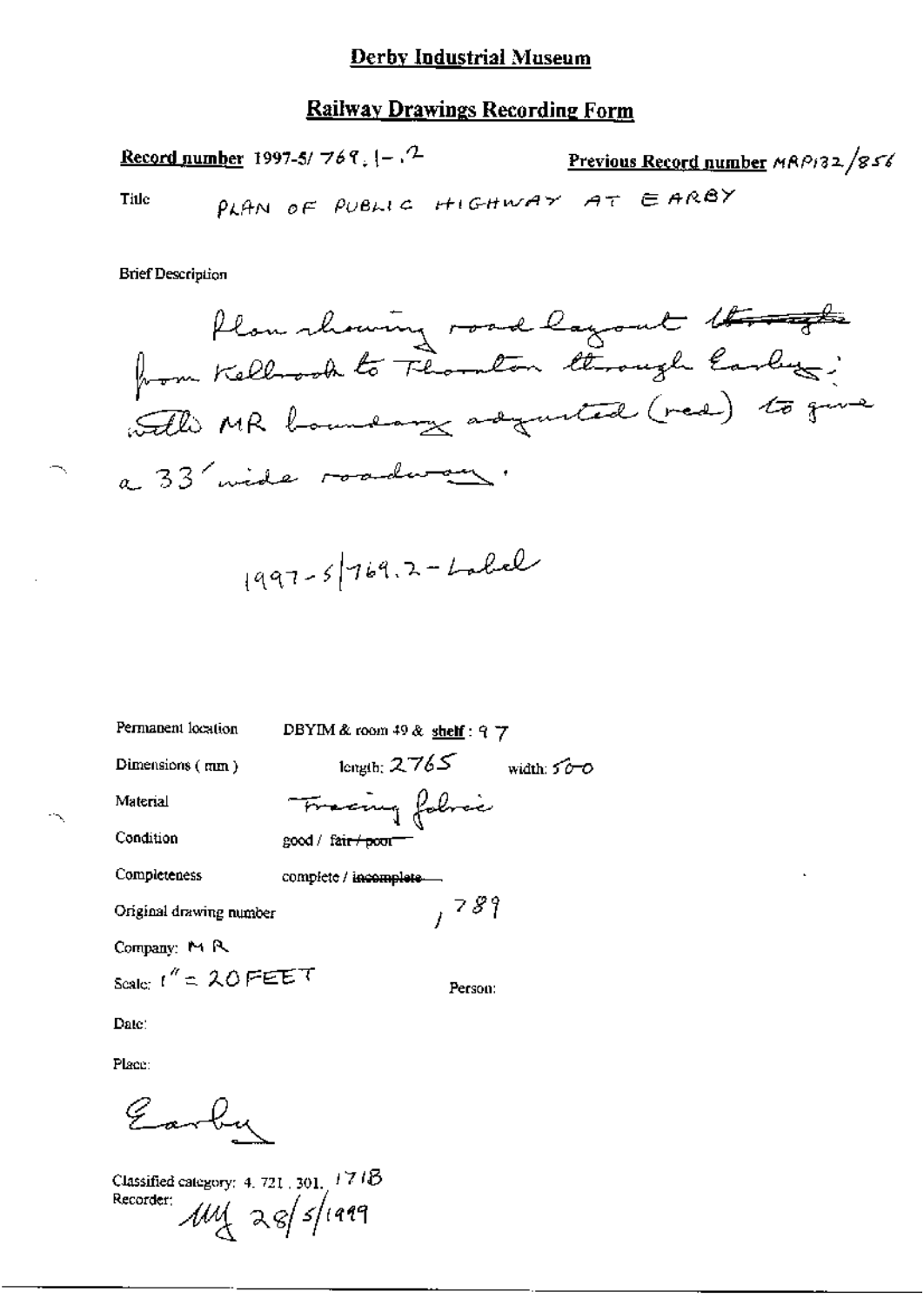# Derby Industrial Museum

## Railway Drawings Recording Form

**Record number** 1997-5/769.1-.2

**Previous Record number** MRP132/856

Title PLAN OF PUBLIC HIGHWAY AT EARBY

Brief Description

Plan showing road layout ~~through~~ from Kelbrook to Thornton through Earby; with MR boundary adjusted (red) to give a 33' wide roadway.

1997-5/769.2 - Label

Permanent location DBYIM & room 49 & **shelf**: 97

Dimensions (mm) length: 2765 width: 560

Material Tracing fabric

Condition good / fair / ~~poor~~

Completeness complete / ~~incomplete~~

Original drawing number ,789

Company: MR

Scale: 1" = 20 FEET

Person:

Date:

Place:

Earby

Classified category: 4. 721. 301. 171B

Recorder: MY 28/5/1999